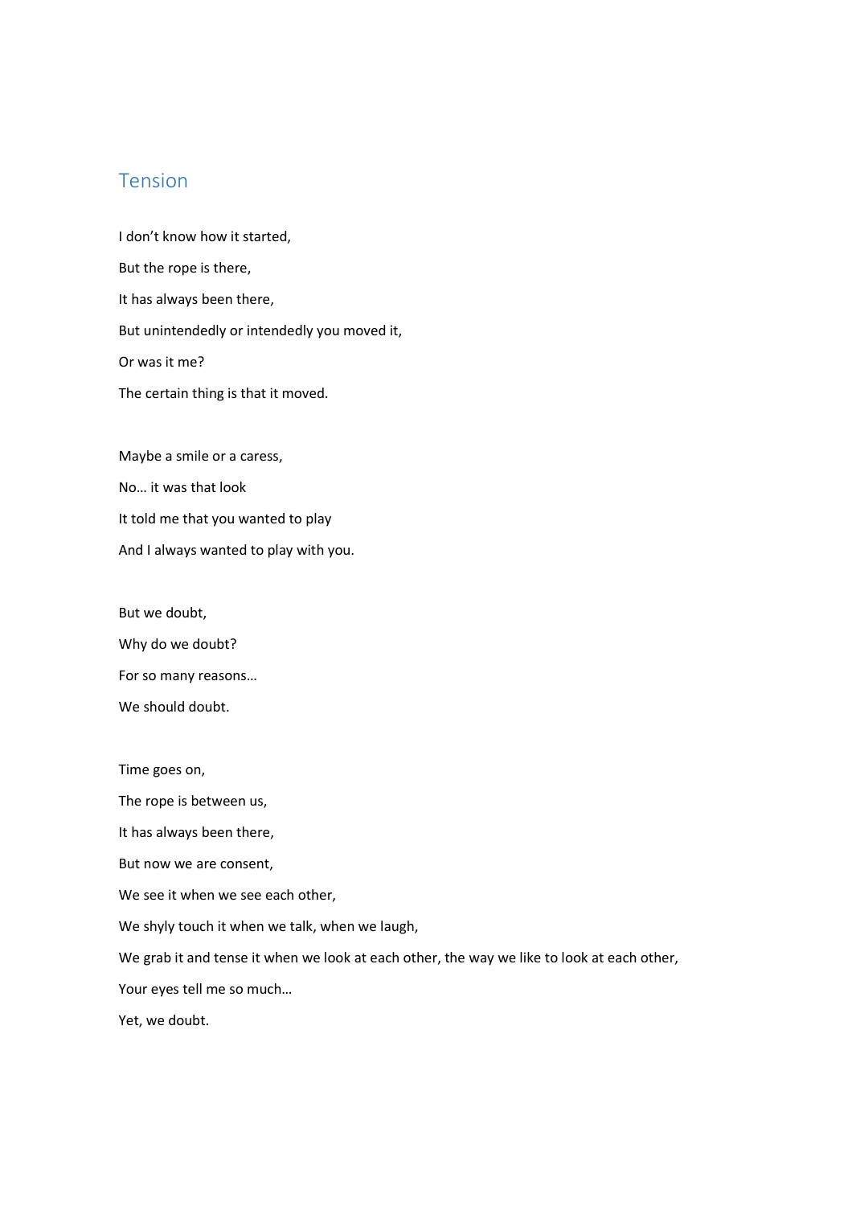## Tension

I don't know how it started,

But the rope is there,

It has always been there,

But unintendedly or intendedly you moved it,

Or was it me?

The certain thing is that it moved.

Maybe a smile or a caress,

No… it was that look

It told me that you wanted to play

And I always wanted to play with you.

But we doubt,

Why do we doubt?

For so many reasons…

We should doubt.

Time goes on,

The rope is between us,

It has always been there,

But now we are consent,

We see it when we see each other,

We shyly touch it when we talk, when we laugh,

We grab it and tense it when we look at each other, the way we like to look at each other,

Your eyes tell me so much…

Yet, we doubt.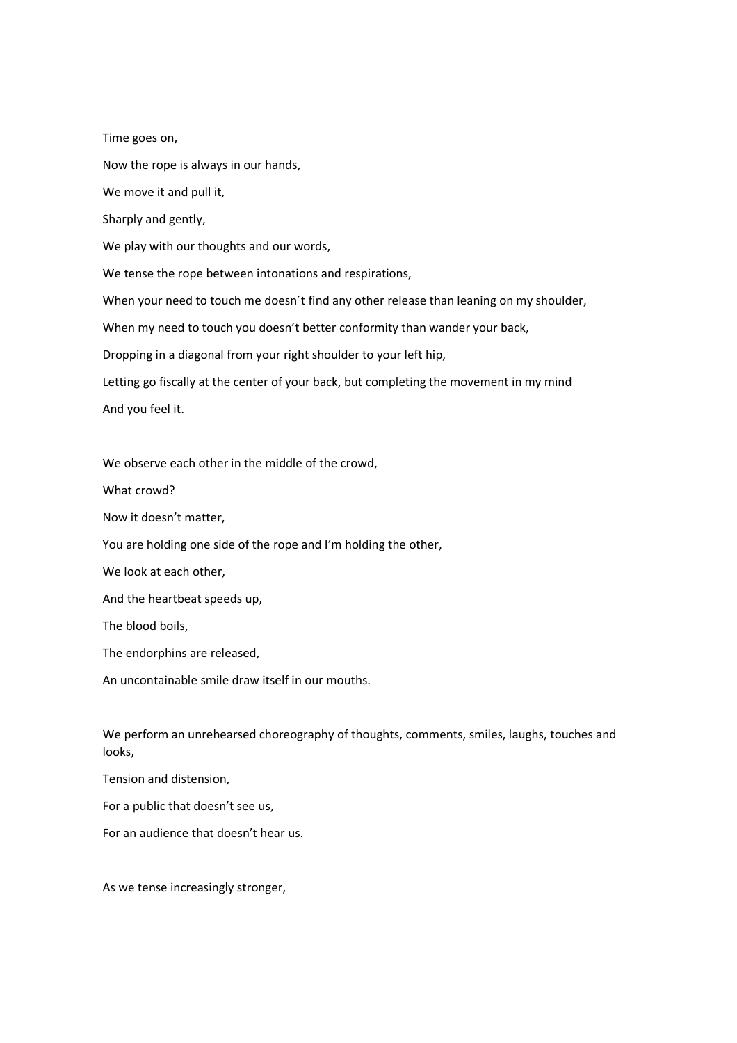Time goes on,

Now the rope is always in our hands,

We move it and pull it,

Sharply and gently,

We play with our thoughts and our words,

We tense the rope between intonations and respirations,

When your need to touch me doesn´t find any other release than leaning on my shoulder,

When my need to touch you doesn't better conformity than wander your back,

Dropping in a diagonal from your right shoulder to your left hip,

Letting go fiscally at the center of your back, but completing the movement in my mind

And you feel it.

We observe each other in the middle of the crowd,

What crowd?

Now it doesn't matter,

You are holding one side of the rope and I'm holding the other,

We look at each other,

And the heartbeat speeds up,

The blood boils,

The endorphins are released,

An uncontainable smile draw itself in our mouths.

We perform an unrehearsed choreography of thoughts, comments, smiles, laughs, touches and looks,

Tension and distension,

For a public that doesn't see us,

For an audience that doesn't hear us.

As we tense increasingly stronger,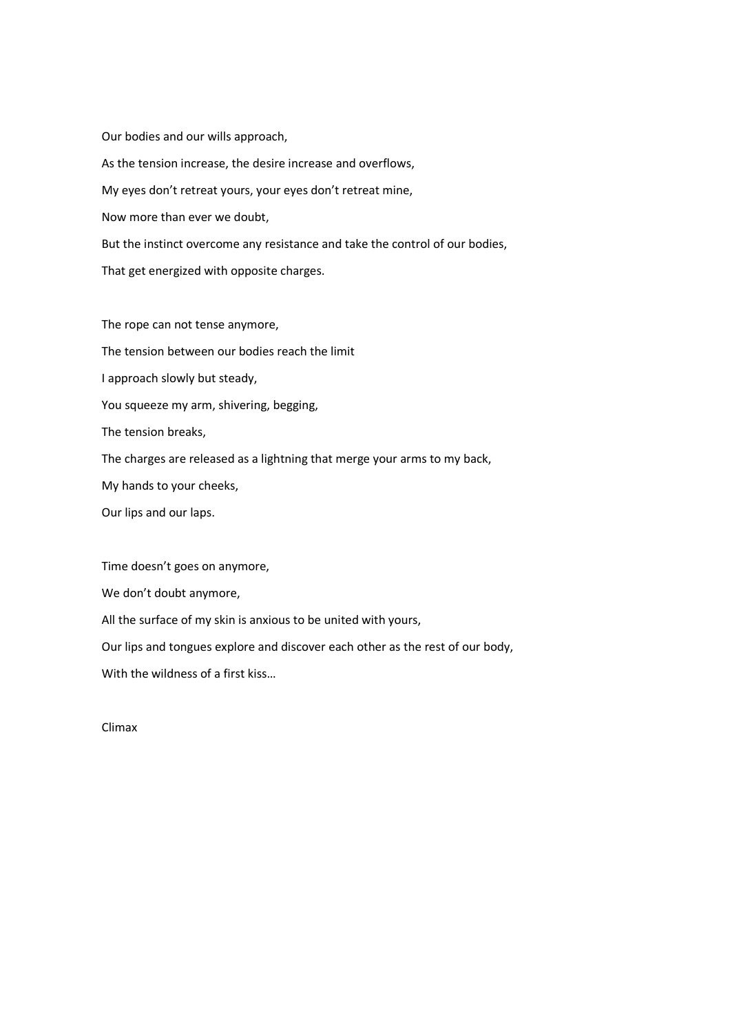Our bodies and our wills approach,

As the tension increase, the desire increase and overflows,

My eyes don't retreat yours, your eyes don't retreat mine,

Now more than ever we doubt,

But the instinct overcome any resistance and take the control of our bodies,

That get energized with opposite charges.

The rope can not tense anymore,

The tension between our bodies reach the limit

I approach slowly but steady,

You squeeze my arm, shivering, begging,

The tension breaks,

The charges are released as a lightning that merge your arms to my back,

My hands to your cheeks,

Our lips and our laps.

Time doesn't goes on anymore,

We don't doubt anymore,

All the surface of my skin is anxious to be united with yours,

Our lips and tongues explore and discover each other as the rest of our body,

With the wildness of a first kiss…

Climax